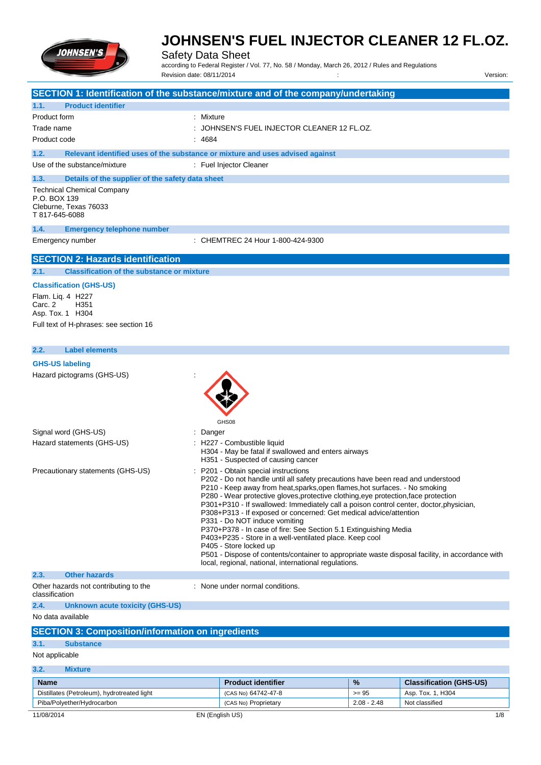# JOHNSEN'S FUEL INJECTOR CLEANER 12 FL.OZ.

Safety Data Sheet

according to Federal Register / Vol. 77, No. 58 / Monday, March 26, 2012 / Rules and Regulations

Revision date: 08/11/2014 : Version:

## SECTION 1: Identification of the substance/mixture and of the company/undertaking

### 1.1. Product identifier

Product form : Mixture

Trade name : JOHNSEN'S FUEL INJECTOR CLEANER 12 FL.OZ.

Product code : 4684

### 1.2. Relevant identified uses of the substance or mixture and uses advised against

Use of the substance/mixture : Fuel Injector Cleaner

### 1.3. Details of the supplier of the safety data sheet

Technical Chemical Company
P.O. BOX 139
Cleburne, Texas 76033
T 817-645-6088

### 1.4. Emergency telephone number

Emergency number : CHEMTREC 24 Hour 1-800-424-9300

## SECTION 2: Hazards identification

### 2.1. Classification of the substance or mixture

**Classification (GHS-US)**

Flam. Liq. 4 H227
Carc. 2 H351
Asp. Tox. 1 H304

Full text of H-phrases: see section 16

### 2.2. Label elements

**GHS-US labeling**

Hazard pictograms (GHS-US) :

GHS08

Signal word (GHS-US) : Danger

Hazard statements (GHS-US) : H227 - Combustible liquid
H304 - May be fatal if swallowed and enters airways
H351 - Suspected of causing cancer

Precautionary statements (GHS-US) : P201 - Obtain special instructions
P202 - Do not handle until all safety precautions have been read and understood
P210 - Keep away from heat,sparks,open flames,hot surfaces. - No smoking
P280 - Wear protective gloves,protective clothing,eye protection,face protection
P301+P310 - If swallowed: Immediately call a poison control center, doctor,physician,
P308+P313 - If exposed or concerned: Get medical advice/attention
P331 - Do NOT induce vomiting
P370+P378 - In case of fire: See Section 5.1 Extinguishing Media
P403+P235 - Store in a well-ventilated place. Keep cool
P405 - Store locked up
P501 - Dispose of contents/container to appropriate waste disposal facility, in accordance with local, regional, national, international regulations.

### 2.3. Other hazards

Other hazards not contributing to the classification : None under normal conditions.

### 2.4. Unknown acute toxicity (GHS-US)

No data available

## SECTION 3: Composition/information on ingredients

### 3.1. Substance

Not applicable

### 3.2. Mixture

| Name | Product identifier | % | Classification (GHS-US) |
|---|---|---|---|
| Distillates (Petroleum), hydrotreated light | (CAS No) 64742-47-8 | >= 95 | Asp. Tox. 1, H304 |
| Piba/Polyether/Hydrocarbon | (CAS No) Proprietary | 2.08 - 2.48 | Not classified |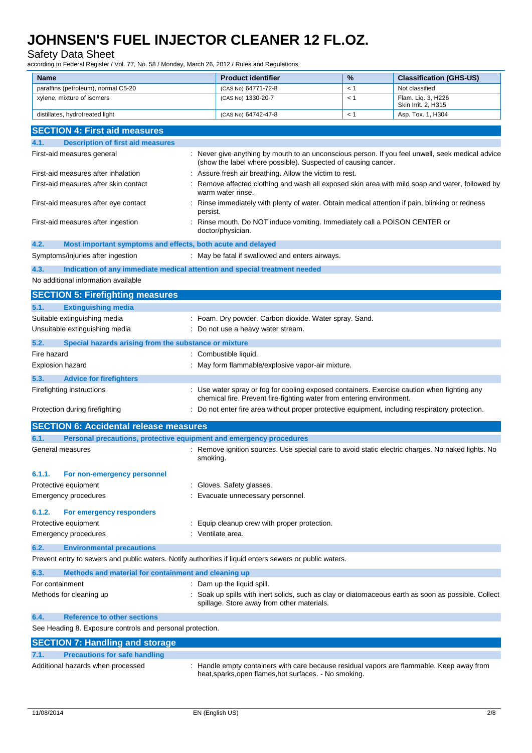| Name | Product identifier | % | Classification (GHS-US) |
|---|---|---|---|
| paraffins (petroleum), normal C5-20 | (CAS No) 64771-72-8 | < 1 | Not classified |
| xylene, mixture of isomers | (CAS No) 1330-20-7 | < 1 | Flam. Liq. 3, H226<br>Skin Irrit. 2, H315 |
| distillates, hydrotreated light | (CAS No) 64742-47-8 | < 1 | Asp. Tox. 1, H304 |

## SECTION 4: First aid measures

### 4.1. Description of first aid measures

First-aid measures general : Never give anything by mouth to an unconscious person. If you feel unwell, seek medical advice (show the label where possible). Suspected of causing cancer.

First-aid measures after inhalation : Assure fresh air breathing. Allow the victim to rest.

First-aid measures after skin contact : Remove affected clothing and wash all exposed skin area with mild soap and water, followed by warm water rinse.

First-aid measures after eye contact : Rinse immediately with plenty of water. Obtain medical attention if pain, blinking or redness persist.

First-aid measures after ingestion : Rinse mouth. Do NOT induce vomiting. Immediately call a POISON CENTER or doctor/physician.

### 4.2. Most important symptoms and effects, both acute and delayed

Symptoms/injuries after ingestion : May be fatal if swallowed and enters airways.

### 4.3. Indication of any immediate medical attention and special treatment needed

No additional information available

## SECTION 5: Firefighting measures

### 5.1. Extinguishing media

Suitable extinguishing media : Foam. Dry powder. Carbon dioxide. Water spray. Sand.

Unsuitable extinguishing media : Do not use a heavy water stream.

### 5.2. Special hazards arising from the substance or mixture

Fire hazard : Combustible liquid.

Explosion hazard : May form flammable/explosive vapor-air mixture.

### 5.3. Advice for firefighters

Firefighting instructions : Use water spray or fog for cooling exposed containers. Exercise caution when fighting any chemical fire. Prevent fire-fighting water from entering environment.

Protection during firefighting : Do not enter fire area without proper protective equipment, including respiratory protection.

## SECTION 6: Accidental release measures

### 6.1. Personal precautions, protective equipment and emergency procedures

General measures : Remove ignition sources. Use special care to avoid static electric charges. No naked lights. No smoking.

#### 6.1.1. For non-emergency personnel

Protective equipment : Gloves. Safety glasses.

Emergency procedures : Evacuate unnecessary personnel.

#### 6.1.2. For emergency responders

Protective equipment : Equip cleanup crew with proper protection.

Emergency procedures : Ventilate area.

### 6.2. Environmental precautions

Prevent entry to sewers and public waters. Notify authorities if liquid enters sewers or public waters.

### 6.3. Methods and material for containment and cleaning up

For containment : Dam up the liquid spill.

Methods for cleaning up : Soak up spills with inert solids, such as clay or diatomaceous earth as soon as possible. Collect spillage. Store away from other materials.

### 6.4. Reference to other sections

See Heading 8. Exposure controls and personal protection.

## SECTION 7: Handling and storage

### 7.1. Precautions for safe handling

Additional hazards when processed : Handle empty containers with care because residual vapors are flammable. Keep away from heat,sparks,open flames,hot surfaces. - No smoking.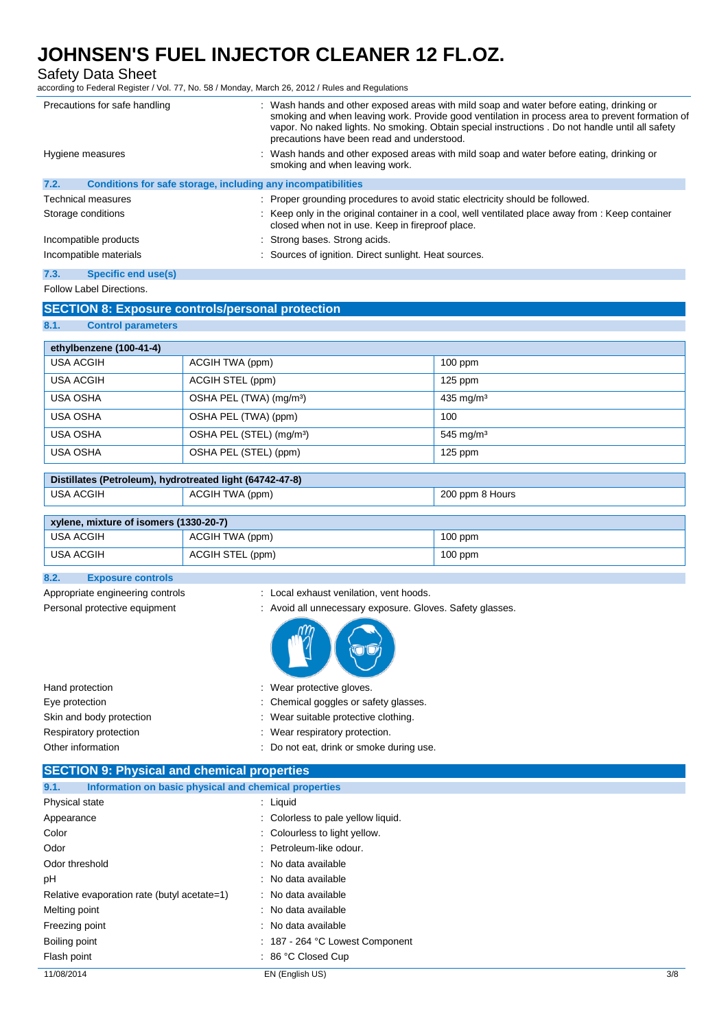| | |
|---|---|
| Precautions for safe handling | : Wash hands and other exposed areas with mild soap and water before eating, drinking or smoking and when leaving work. Provide good ventilation in process area to prevent formation of vapor. No naked lights. No smoking. Obtain special instructions . Do not handle until all safety precautions have been read and understood. |
| Hygiene measures | : Wash hands and other exposed areas with mild soap and water before eating, drinking or smoking and when leaving work. |

### 7.2. Conditions for safe storage, including any incompatibilities

| | |
|---|---|
| Technical measures | : Proper grounding procedures to avoid static electricity should be followed. |
| Storage conditions | : Keep only in the original container in a cool, well ventilated place away from : Keep container closed when not in use. Keep in fireproof place. |
| Incompatible products | : Strong bases. Strong acids. |
| Incompatible materials | : Sources of ignition. Direct sunlight. Heat sources. |

### 7.3. Specific end use(s)

Follow Label Directions.

## SECTION 8: Exposure controls/personal protection

### 8.1. Control parameters

| ethylbenzene (100-41-4) | | |
|---|---|---|
| USA ACGIH | ACGIH TWA (ppm) | 100 ppm |
| USA ACGIH | ACGIH STEL (ppm) | 125 ppm |
| USA OSHA | OSHA PEL (TWA) (mg/m³) | 435 mg/m³ |
| USA OSHA | OSHA PEL (TWA) (ppm) | 100 |
| USA OSHA | OSHA PEL (STEL) (mg/m³) | 545 mg/m³ |
| USA OSHA | OSHA PEL (STEL) (ppm) | 125 ppm |

| Distillates (Petroleum), hydrotreated light (64742-47-8) | | |
|---|---|---|
| USA ACGIH | ACGIH TWA (ppm) | 200 ppm 8 Hours |

| xylene, mixture of isomers (1330-20-7) | | |
|---|---|---|
| USA ACGIH | ACGIH TWA (ppm) | 100 ppm |
| USA ACGIH | ACGIH STEL (ppm) | 100 ppm |

### 8.2. Exposure controls

| | |
|---|---|
| Appropriate engineering controls | : Local exhaust venilation, vent hoods. |
| Personal protective equipment | : Avoid all unnecessary exposure. Gloves. Safety glasses. |
| Hand protection | : Wear protective gloves. |
| Eye protection | : Chemical goggles or safety glasses. |
| Skin and body protection | : Wear suitable protective clothing. |
| Respiratory protection | : Wear respiratory protection. |
| Other information | : Do not eat, drink or smoke during use. |

## SECTION 9: Physical and chemical properties

### 9.1. Information on basic physical and chemical properties

| | |
|---|---|
| Physical state | : Liquid |
| Appearance | : Colorless to pale yellow liquid. |
| Color | : Colourless to light yellow. |
| Odor | : Petroleum-like odour. |
| Odor threshold | : No data available |
| pH | : No data available |
| Relative evaporation rate (butyl acetate=1) | : No data available |
| Melting point | : No data available |
| Freezing point | : No data available |
| Boiling point | : 187 - 264 °C Lowest Component |
| Flash point | : 86 °C Closed Cup |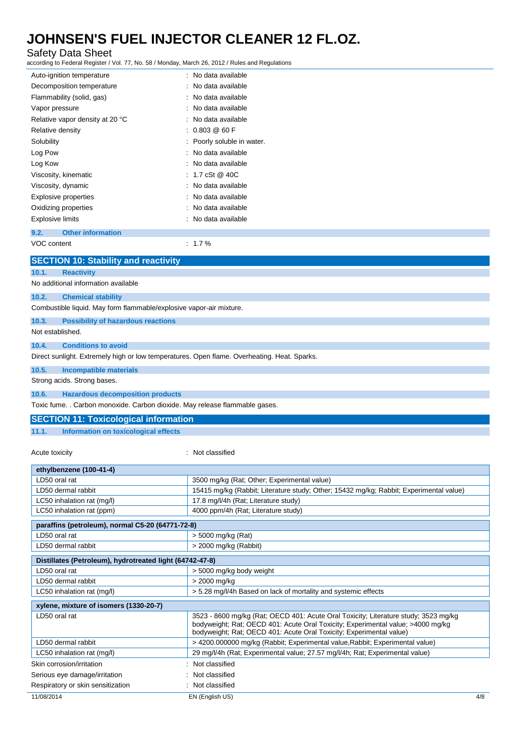| | |
|---|---|
| Auto-ignition temperature | : No data available |
| Decomposition temperature | : No data available |
| Flammability (solid, gas) | : No data available |
| Vapor pressure | : No data available |
| Relative vapor density at 20 °C | : No data available |
| Relative density | : 0.803 @ 60 F |
| Solubility | : Poorly soluble in water. |
| Log Pow | : No data available |
| Log Kow | : No data available |
| Viscosity, kinematic | : 1.7 cSt @ 40C |
| Viscosity, dynamic | : No data available |
| Explosive properties | : No data available |
| Oxidizing properties | : No data available |
| Explosive limits | : No data available |

### 9.2. Other information

VOC content : 1.7 %

## SECTION 10: Stability and reactivity

### 10.1. Reactivity

No additional information available

### 10.2. Chemical stability

Combustible liquid. May form flammable/explosive vapor-air mixture.

### 10.3. Possibility of hazardous reactions

Not established.

### 10.4. Conditions to avoid

Direct sunlight. Extremely high or low temperatures. Open flame. Overheating. Heat. Sparks.

### 10.5. Incompatible materials

Strong acids. Strong bases.

### 10.6. Hazardous decomposition products

Toxic fume. . Carbon monoxide. Carbon dioxide. May release flammable gases.

## SECTION 11: Toxicological information

### 11.1. Information on toxicological effects

Acute toxicity : Not classified

| ethylbenzene (100-41-4) | |
|---|---|
| LD50 oral rat | 3500 mg/kg (Rat; Other; Experimental value) |
| LD50 dermal rabbit | 15415 mg/kg (Rabbit; Literature study; Other; 15432 mg/kg; Rabbit; Experimental value) |
| LC50 inhalation rat (mg/l) | 17.8 mg/l/4h (Rat; Literature study) |
| LC50 inhalation rat (ppm) | 4000 ppm/4h (Rat; Literature study) |

| paraffins (petroleum), normal C5-20 (64771-72-8) | |
|---|---|
| LD50 oral rat | > 5000 mg/kg (Rat) |
| LD50 dermal rabbit | > 2000 mg/kg (Rabbit) |

| Distillates (Petroleum), hydrotreated light (64742-47-8) | |
|---|---|
| LD50 oral rat | > 5000 mg/kg body weight |
| LD50 dermal rabbit | > 2000 mg/kg |
| LC50 inhalation rat (mg/l) | > 5.28 mg/l/4h Based on lack of mortality and systemic effects |

| xylene, mixture of isomers (1330-20-7) | |
|---|---|
| LD50 oral rat | 3523 - 8600 mg/kg (Rat; OECD 401: Acute Oral Toxicity; Literature study; 3523 mg/kg bodyweight; Rat; OECD 401: Acute Oral Toxicity; Experimental value; >4000 mg/kg bodyweight; Rat; OECD 401: Acute Oral Toxicity; Experimental value) |
| LD50 dermal rabbit | > 4200.000000 mg/kg (Rabbit; Experimental value,Rabbit; Experimental value) |
| LC50 inhalation rat (mg/l) | 29 mg/l/4h (Rat; Experimental value; 27.57 mg/l/4h; Rat; Experimental value) |

| | |
|---|---|
| Skin corrosion/irritation | : Not classified |
| Serious eye damage/irritation | : Not classified |
| Respiratory or skin sensitization | : Not classified |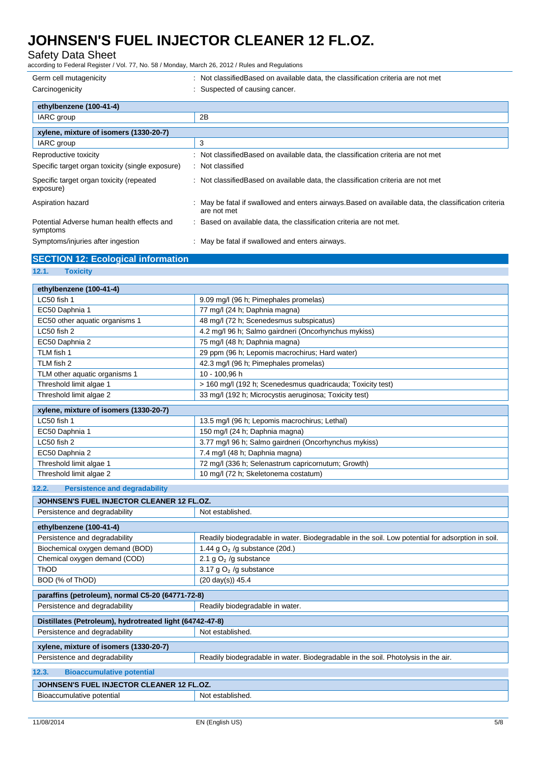| | |
|---|---|
| Germ cell mutagenicity | : Not classifiedBased on available data, the classification criteria are not met |
| Carcinogenicity | : Suspected of causing cancer. |

| ethylbenzene (100-41-4) | |
|---|---|
| IARC group | 2B |

| xylene, mixture of isomers (1330-20-7) | |
|---|---|
| IARC group | 3 |

| | |
|---|---|
| Reproductive toxicity | : Not classifiedBased on available data, the classification criteria are not met |
| Specific target organ toxicity (single exposure) | : Not classified |
| Specific target organ toxicity (repeated exposure) | : Not classifiedBased on available data, the classification criteria are not met |
| Aspiration hazard | : May be fatal if swallowed and enters airways.Based on available data, the classification criteria are not met |
| Potential Adverse human health effects and symptoms | : Based on available data, the classification criteria are not met. |
| Symptoms/injuries after ingestion | : May be fatal if swallowed and enters airways. |

## SECTION 12: Ecological information

### 12.1. Toxicity

| ethylbenzene (100-41-4) | |
|---|---|
| LC50 fish 1 | 9.09 mg/l (96 h; Pimephales promelas) |
| EC50 Daphnia 1 | 77 mg/l (24 h; Daphnia magna) |
| EC50 other aquatic organisms 1 | 48 mg/l (72 h; Scenedesmus subspicatus) |
| LC50 fish 2 | 4.2 mg/l 96 h; Salmo gairdneri (Oncorhynchus mykiss) |
| EC50 Daphnia 2 | 75 mg/l (48 h; Daphnia magna) |
| TLM fish 1 | 29 ppm (96 h; Lepomis macrochirus; Hard water) |
| TLM fish 2 | 42.3 mg/l (96 h; Pimephales promelas) |
| TLM other aquatic organisms 1 | 10 - 100,96 h |
| Threshold limit algae 1 | > 160 mg/l (192 h; Scenedesmus quadricauda; Toxicity test) |
| Threshold limit algae 2 | 33 mg/l (192 h; Microcystis aeruginosa; Toxicity test) |

| xylene, mixture of isomers (1330-20-7) | |
|---|---|
| LC50 fish 1 | 13.5 mg/l (96 h; Lepomis macrochirus; Lethal) |
| EC50 Daphnia 1 | 150 mg/l (24 h; Daphnia magna) |
| LC50 fish 2 | 3.77 mg/l 96 h; Salmo gairdneri (Oncorhynchus mykiss) |
| EC50 Daphnia 2 | 7.4 mg/l (48 h; Daphnia magna) |
| Threshold limit algae 1 | 72 mg/l (336 h; Selenastrum capricornutum; Growth) |
| Threshold limit algae 2 | 10 mg/l (72 h; Skeletonema costatum) |

### 12.2. Persistence and degradability

| JOHNSEN'S FUEL INJECTOR CLEANER 12 FL.OZ. | |
|---|---|
| Persistence and degradability | Not established. |

| ethylbenzene (100-41-4) | |
|---|---|
| Persistence and degradability | Readily biodegradable in water. Biodegradable in the soil. Low potential for adsorption in soil. |
| Biochemical oxygen demand (BOD) | 1.44 g $O_2$ /g substance (20d.) |
| Chemical oxygen demand (COD) | 2.1 g $O_2$ /g substance |
| ThOD | 3.17 g $O_2$ /g substance |
| BOD (% of ThOD) | (20 day(s)) 45.4 |

| paraffins (petroleum), normal C5-20 (64771-72-8) | |
|---|---|
| Persistence and degradability | Readily biodegradable in water. |

| Distillates (Petroleum), hydrotreated light (64742-47-8) | |
|---|---|
| Persistence and degradability | Not established. |

| xylene, mixture of isomers (1330-20-7) | |
|---|---|
| Persistence and degradability | Readily biodegradable in water. Biodegradable in the soil. Photolysis in the air. |

### 12.3. Bioaccumulative potential

| JOHNSEN'S FUEL INJECTOR CLEANER 12 FL.OZ. | |
|---|---|
| Bioaccumulative potential | Not established. |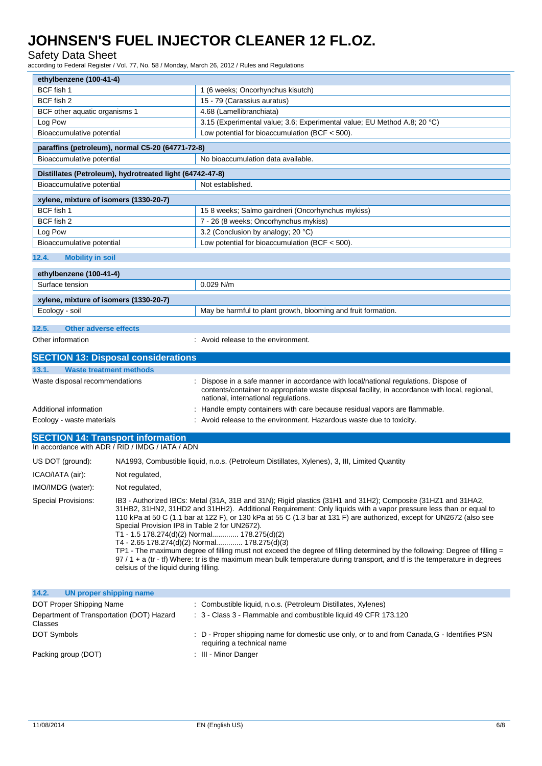| ethylbenzene (100-41-4) | |
|---|---|
| BCF fish 1 | 1 (6 weeks; Oncorhynchus kisutch) |
| BCF fish 2 | 15 - 79 (Carassius auratus) |
| BCF other aquatic organisms 1 | 4.68 (Lamellibranchiata) |
| Log Pow | 3.15 (Experimental value; 3.6; Experimental value; EU Method A.8; 20 °C) |
| Bioaccumulative potential | Low potential for bioaccumulation (BCF < 500). |

| paraffins (petroleum), normal C5-20 (64771-72-8) | |
|---|---|
| Bioaccumulative potential | No bioaccumulation data available. |

| Distillates (Petroleum), hydrotreated light (64742-47-8) | |
|---|---|
| Bioaccumulative potential | Not established. |

| xylene, mixture of isomers (1330-20-7) | |
|---|---|
| BCF fish 1 | 15 8 weeks; Salmo gairdneri (Oncorhynchus mykiss) |
| BCF fish 2 | 7 - 26 (8 weeks; Oncorhynchus mykiss) |
| Log Pow | 3.2 (Conclusion by analogy; 20 °C) |
| Bioaccumulative potential | Low potential for bioaccumulation (BCF < 500). |

### 12.4. Mobility in soil

| ethylbenzene (100-41-4) | |
|---|---|
| Surface tension | 0.029 N/m |

| xylene, mixture of isomers (1330-20-7) | |
|---|---|
| Ecology - soil | May be harmful to plant growth, blooming and fruit formation. |

### 12.5. Other adverse effects

Other information : Avoid release to the environment.

## SECTION 13: Disposal considerations

### 13.1. Waste treatment methods

Waste disposal recommendations : Dispose in a safe manner in accordance with local/national regulations. Dispose of contents/container to appropriate waste disposal facility, in accordance with local, regional, national, international regulations.

Additional information : Handle empty containers with care because residual vapors are flammable.

Ecology - waste materials : Avoid release to the environment. Hazardous waste due to toxicity.

## SECTION 14: Transport information

In accordance with ADR / RID / IMDG / IATA / ADN

US DOT (ground): NA1993, Combustible liquid, n.o.s. (Petroleum Distillates, Xylenes), 3, III, Limited Quantity

ICAO/IATA (air): Not regulated,

IMO/IMDG (water): Not regulated,

Special Provisions: IB3 - Authorized IBCs: Metal (31A, 31B and 31N); Rigid plastics (31H1 and 31H2); Composite (31HZ1 and 31HA2, 31HB2, 31HN2, 31HD2 and 31HH2). Additional Requirement: Only liquids with a vapor pressure less than or equal to 110 kPa at 50 C (1.1 bar at 122 F), or 130 kPa at 55 C (1.3 bar at 131 F) are authorized, except for UN2672 (also see Special Provision IP8 in Table 2 for UN2672).
T1 - 1.5 178.274(d)(2) Normal............. 178.275(d)(2)
T4 - 2.65 178.274(d)(2) Normal............. 178.275(d)(3)
TP1 - The maximum degree of filling must not exceed the degree of filling determined by the following: Degree of filling = 97 / 1 + a (tr - tf) Where: tr is the maximum mean bulk temperature during transport, and tf is the temperature in degrees celsius of the liquid during filling.

### 14.2. UN proper shipping name

DOT Proper Shipping Name : Combustible liquid, n.o.s. (Petroleum Distillates, Xylenes)

Department of Transportation (DOT) Hazard Classes : 3 - Class 3 - Flammable and combustible liquid 49 CFR 173.120

DOT Symbols : D - Proper shipping name for domestic use only, or to and from Canada,G - Identifies PSN requiring a technical name

Packing group (DOT) : III - Minor Danger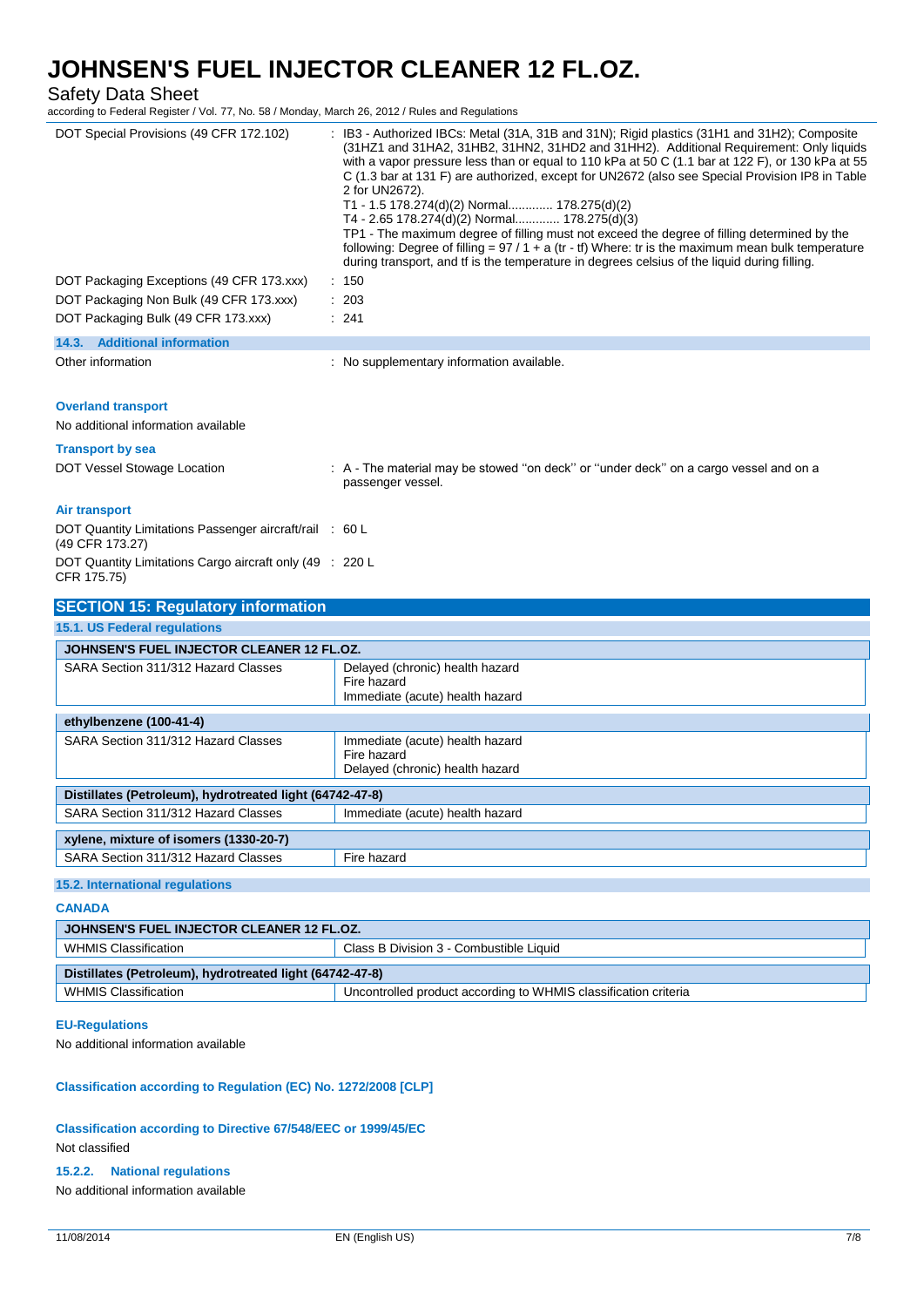| | |
|---|---|
| DOT Special Provisions (49 CFR 172.102) | : IB3 - Authorized IBCs: Metal (31A, 31B and 31N); Rigid plastics (31H1 and 31H2); Composite (31HZ1 and 31HA2, 31HB2, 31HN2, 31HD2 and 31HH2). Additional Requirement: Only liquids with a vapor pressure less than or equal to 110 kPa at 50 C (1.1 bar at 122 F), or 130 kPa at 55 C (1.3 bar at 131 F) are authorized, except for UN2672 (also see Special Provision IP8 in Table 2 for UN2672).<br>T1 - 1.5 178.274(d)(2) Normal............. 178.275(d)(2)<br>T4 - 2.65 178.274(d)(2) Normal............. 178.275(d)(3)<br>TP1 - The maximum degree of filling must not exceed the degree of filling determined by the following: Degree of filling = 97 / 1 + a (tr - tf) Where: tr is the maximum mean bulk temperature during transport, and tf is the temperature in degrees celsius of the liquid during filling. |
| DOT Packaging Exceptions (49 CFR 173.xxx) | : 150 |
| DOT Packaging Non Bulk (49 CFR 173.xxx) | : 203 |
| DOT Packaging Bulk (49 CFR 173.xxx) | : 241 |

### 14.3. Additional information

Other information : No supplementary information available.

**Overland transport**

No additional information available

**Transport by sea**

DOT Vessel Stowage Location : A - The material may be stowed ''on deck'' or ''under deck'' on a cargo vessel and on a passenger vessel.

**Air transport**

DOT Quantity Limitations Passenger aircraft/rail (49 CFR 173.27) : 60 L

DOT Quantity Limitations Cargo aircraft only (49 CFR 175.75) : 220 L

## SECTION 15: Regulatory information

### 15.1. US Federal regulations

| JOHNSEN'S FUEL INJECTOR CLEANER 12 FL.OZ. | |
|---|---|
| SARA Section 311/312 Hazard Classes | Delayed (chronic) health hazard<br>Fire hazard<br>Immediate (acute) health hazard |

| ethylbenzene (100-41-4) | |
|---|---|
| SARA Section 311/312 Hazard Classes | Immediate (acute) health hazard<br>Fire hazard<br>Delayed (chronic) health hazard |

| Distillates (Petroleum), hydrotreated light (64742-47-8) | |
|---|---|
| SARA Section 311/312 Hazard Classes | Immediate (acute) health hazard |

| xylene, mixture of isomers (1330-20-7) | |
|---|---|
| SARA Section 311/312 Hazard Classes | Fire hazard |

### 15.2. International regulations

**CANADA**

| JOHNSEN'S FUEL INJECTOR CLEANER 12 FL.OZ. | |
|---|---|
| WHMIS Classification | Class B Division 3 - Combustible Liquid |

| Distillates (Petroleum), hydrotreated light (64742-47-8) | |
|---|---|
| WHMIS Classification | Uncontrolled product according to WHMIS classification criteria |

**EU-Regulations**

No additional information available

**Classification according to Regulation (EC) No. 1272/2008 [CLP]**

**Classification according to Directive 67/548/EEC or 1999/45/EC**

Not classified

#### 15.2.2. National regulations

No additional information available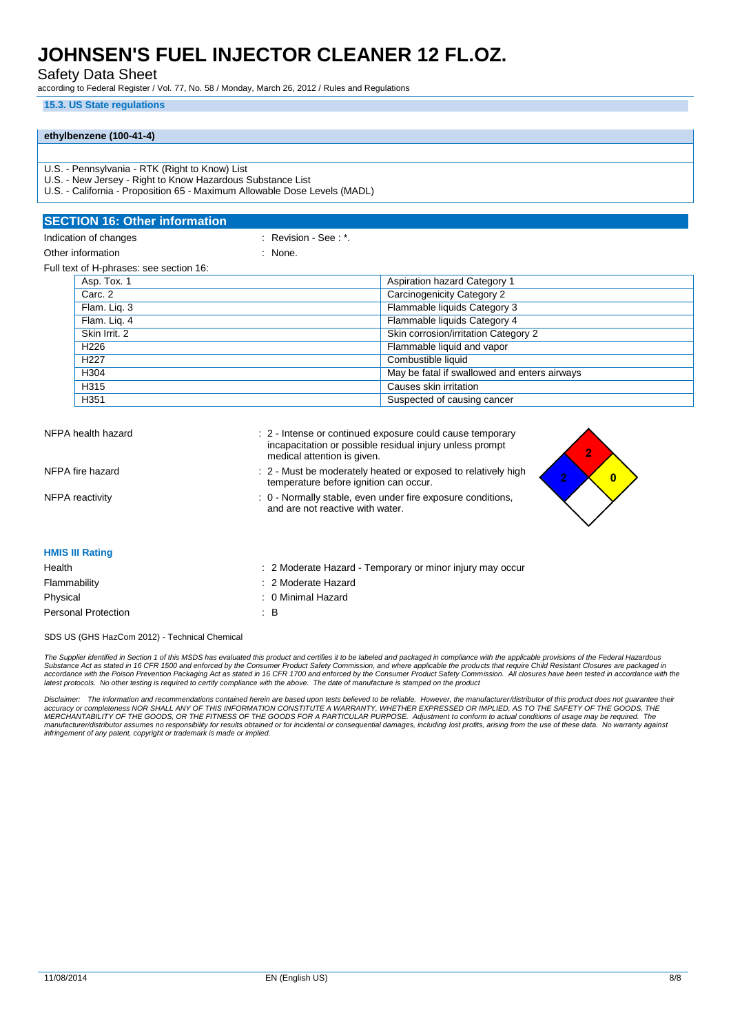### 15.3. US State regulations

**ethylbenzene (100-41-4)**

U.S. - Pennsylvania - RTK (Right to Know) List
U.S. - New Jersey - Right to Know Hazardous Substance List
U.S. - California - Proposition 65 - Maximum Allowable Dose Levels (MADL)

## SECTION 16: Other information

Indication of changes : Revision - See : *.

Other information : None.

Full text of H-phrases: see section 16:

| | |
|---|---|
| Asp. Tox. 1 | Aspiration hazard Category 1 |
| Carc. 2 | Carcinogenicity Category 2 |
| Flam. Liq. 3 | Flammable liquids Category 3 |
| Flam. Liq. 4 | Flammable liquids Category 4 |
| Skin Irrit. 2 | Skin corrosion/irritation Category 2 |
| H226 | Flammable liquid and vapor |
| H227 | Combustible liquid |
| H304 | May be fatal if swallowed and enters airways |
| H315 | Causes skin irritation |
| H351 | Suspected of causing cancer |

NFPA health hazard : 2 - Intense or continued exposure could cause temporary incapacitation or possible residual injury unless prompt medical attention is given.

NFPA fire hazard : 2 - Must be moderately heated or exposed to relatively high temperature before ignition can occur.

NFPA reactivity : 0 - Normally stable, even under fire exposure conditions, and are not reactive with water.

2
2 0

### HMIS III Rating

Health : 2 Moderate Hazard - Temporary or minor injury may occur

Flammability : 2 Moderate Hazard

Physical : 0 Minimal Hazard

Personal Protection : B

SDS US (GHS HazCom 2012) - Technical Chemical

*The Supplier identified in Section 1 of this MSDS has evaluated this product and certifies it to be labeled and packaged in compliance with the applicable provisions of the Federal Hazardous Substance Act as stated in 16 CFR 1500 and enforced by the Consumer Product Safety Commission, and where applicable the products that require Child Resistant Closures are packaged in accordance with the Poison Prevention Packaging Act as stated in 16 CFR 1700 and enforced by the Consumer Product Safety Commission. All closures have been tested in accordance with the latest protocols. No other testing is required to certify compliance with the above. The date of manufacture is stamped on the product*

*Disclaimer: The information and recommendations contained herein are based upon tests believed to be reliable. However, the manufacturer/distributor of this product does not guarantee their accuracy or completeness NOR SHALL ANY OF THIS INFORMATION CONSTITUTE A WARRANTY, WHETHER EXPRESSED OR IMPLIED, AS TO THE SAFETY OF THE GOODS, THE MERCHANTABILITY OF THE GOODS, OR THE FITNESS OF THE GOODS FOR A PARTICULAR PURPOSE. Adjustment to conform to actual conditions of usage may be required. The manufacturer/distributor assumes no responsibility for results obtained or for incidental or consequential damages, including lost profits, arising from the use of these data. No warranty against infringement of any patent, copyright or trademark is made or implied.*